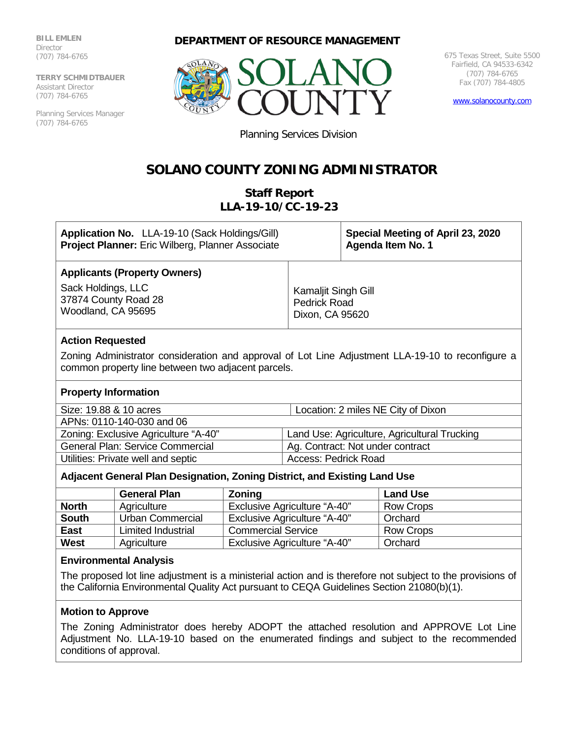**BILL EMLEN**
Director
(707) 784-6765

**TERRY SCHMIDTBAUER**
Assistant Director
(707) 784-6765

Planning Services Manager
(707) 784-6765

**DEPARTMENT OF RESOURCE MANAGEMENT**

SOLANO COUNTY

Planning Services Division

675 Texas Street, Suite 5500
Fairfield, CA 94533-6342
(707) 784-6765
Fax (707) 784-4805

www.solanocounty.com

# SOLANO COUNTY ZONING ADMINISTRATOR

## Staff Report
## LLA-19-10/CC-19-23

| **Application No.** LLA-19-10 (Sack Holdings/Gill)<br>**Project Planner:** Eric Wilberg, Planner Associate | **Special Meeting of April 23, 2020**<br>**Agenda Item No. 1** |
|---|---|

**Applicants (Property Owners)**

| Sack Holdings, LLC<br>37874 County Road 28<br>Woodland, CA 95695 | Kamaljit Singh Gill<br>Pedrick Road<br>Dixon, CA 95620 |
|---|---|

**Action Requested**

Zoning Administrator consideration and approval of Lot Line Adjustment LLA-19-10 to reconfigure a common property line between two adjacent parcels.

**Property Information**

| | |
|---|---|
| Size: 19.88 & 10 acres | Location: 2 miles NE City of Dixon |
| APNs: 0110-140-030 and 06 | |
| Zoning: Exclusive Agriculture "A-40" | Land Use: Agriculture, Agricultural Trucking |
| General Plan: Service Commercial | Ag. Contract: Not under contract |
| Utilities: Private well and septic | Access: Pedrick Road |

**Adjacent General Plan Designation, Zoning District, and Existing Land Use**

| | General Plan | Zoning | Land Use |
|---|---|---|---|
| **North** | Agriculture | Exclusive Agriculture "A-40" | Row Crops |
| **South** | Urban Commercial | Exclusive Agriculture "A-40" | Orchard |
| **East** | Limited Industrial | Commercial Service | Row Crops |
| **West** | Agriculture | Exclusive Agriculture "A-40" | Orchard |

**Environmental Analysis**

The proposed lot line adjustment is a ministerial action and is therefore not subject to the provisions of the California Environmental Quality Act pursuant to CEQA Guidelines Section 21080(b)(1).

**Motion to Approve**

The Zoning Administrator does hereby ADOPT the attached resolution and APPROVE Lot Line Adjustment No. LLA-19-10 based on the enumerated findings and subject to the recommended conditions of approval.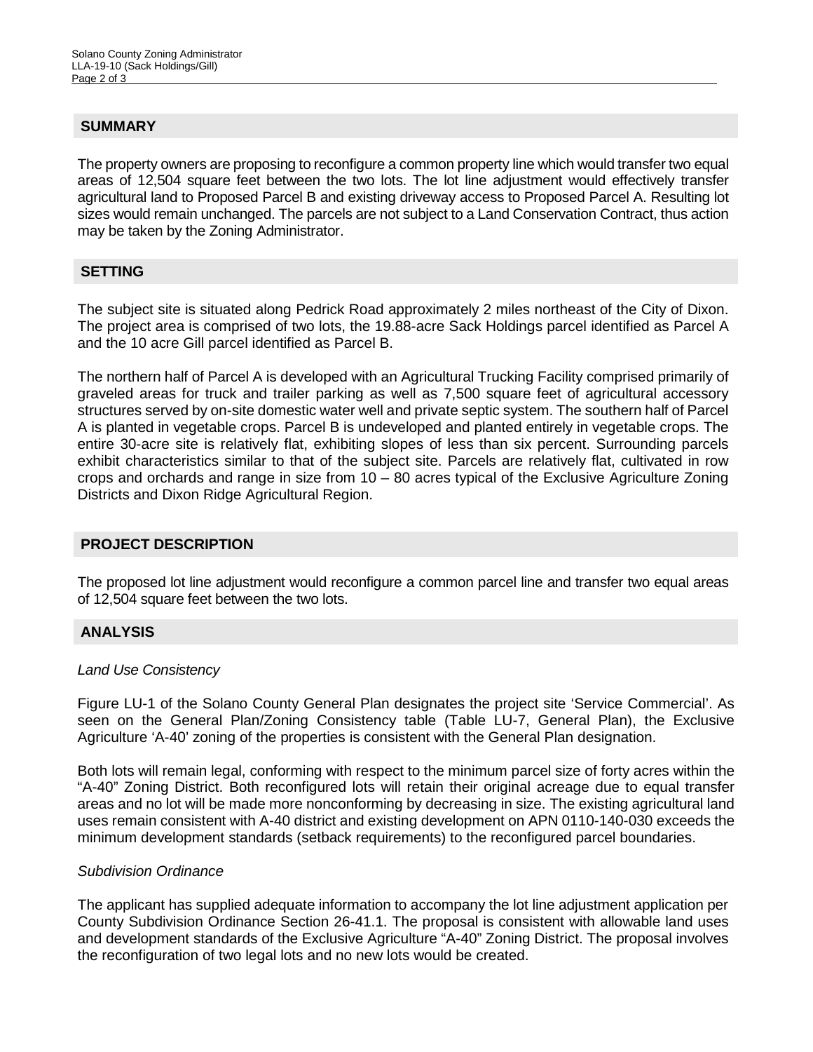## SUMMARY

The property owners are proposing to reconfigure a common property line which would transfer two equal areas of 12,504 square feet between the two lots. The lot line adjustment would effectively transfer agricultural land to Proposed Parcel B and existing driveway access to Proposed Parcel A. Resulting lot sizes would remain unchanged. The parcels are not subject to a Land Conservation Contract, thus action may be taken by the Zoning Administrator.

## SETTING

The subject site is situated along Pedrick Road approximately 2 miles northeast of the City of Dixon. The project area is comprised of two lots, the 19.88-acre Sack Holdings parcel identified as Parcel A and the 10 acre Gill parcel identified as Parcel B.

The northern half of Parcel A is developed with an Agricultural Trucking Facility comprised primarily of graveled areas for truck and trailer parking as well as 7,500 square feet of agricultural accessory structures served by on-site domestic water well and private septic system. The southern half of Parcel A is planted in vegetable crops. Parcel B is undeveloped and planted entirely in vegetable crops. The entire 30-acre site is relatively flat, exhibiting slopes of less than six percent. Surrounding parcels exhibit characteristics similar to that of the subject site. Parcels are relatively flat, cultivated in row crops and orchards and range in size from 10 – 80 acres typical of the Exclusive Agriculture Zoning Districts and Dixon Ridge Agricultural Region.

## PROJECT DESCRIPTION

The proposed lot line adjustment would reconfigure a common parcel line and transfer two equal areas of 12,504 square feet between the two lots.

## ANALYSIS

*Land Use Consistency*

Figure LU-1 of the Solano County General Plan designates the project site 'Service Commercial'. As seen on the General Plan/Zoning Consistency table (Table LU-7, General Plan), the Exclusive Agriculture 'A-40' zoning of the properties is consistent with the General Plan designation.

Both lots will remain legal, conforming with respect to the minimum parcel size of forty acres within the "A-40" Zoning District. Both reconfigured lots will retain their original acreage due to equal transfer areas and no lot will be made more nonconforming by decreasing in size. The existing agricultural land uses remain consistent with A-40 district and existing development on APN 0110-140-030 exceeds the minimum development standards (setback requirements) to the reconfigured parcel boundaries.

*Subdivision Ordinance*

The applicant has supplied adequate information to accompany the lot line adjustment application per County Subdivision Ordinance Section 26-41.1. The proposal is consistent with allowable land uses and development standards of the Exclusive Agriculture "A-40" Zoning District. The proposal involves the reconfiguration of two legal lots and no new lots would be created.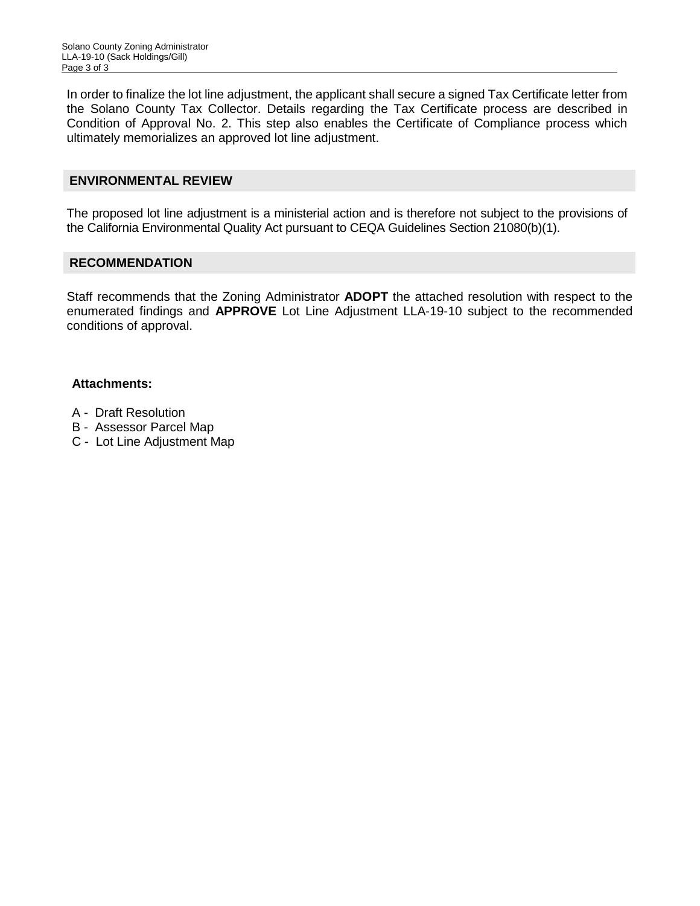In order to finalize the lot line adjustment, the applicant shall secure a signed Tax Certificate letter from the Solano County Tax Collector. Details regarding the Tax Certificate process are described in Condition of Approval No. 2. This step also enables the Certificate of Compliance process which ultimately memorializes an approved lot line adjustment.

## ENVIRONMENTAL REVIEW

The proposed lot line adjustment is a ministerial action and is therefore not subject to the provisions of the California Environmental Quality Act pursuant to CEQA Guidelines Section 21080(b)(1).

## RECOMMENDATION

Staff recommends that the Zoning Administrator **ADOPT** the attached resolution with respect to the enumerated findings and **APPROVE** Lot Line Adjustment LLA-19-10 subject to the recommended conditions of approval.

**Attachments:**

A - Draft Resolution
B - Assessor Parcel Map
C - Lot Line Adjustment Map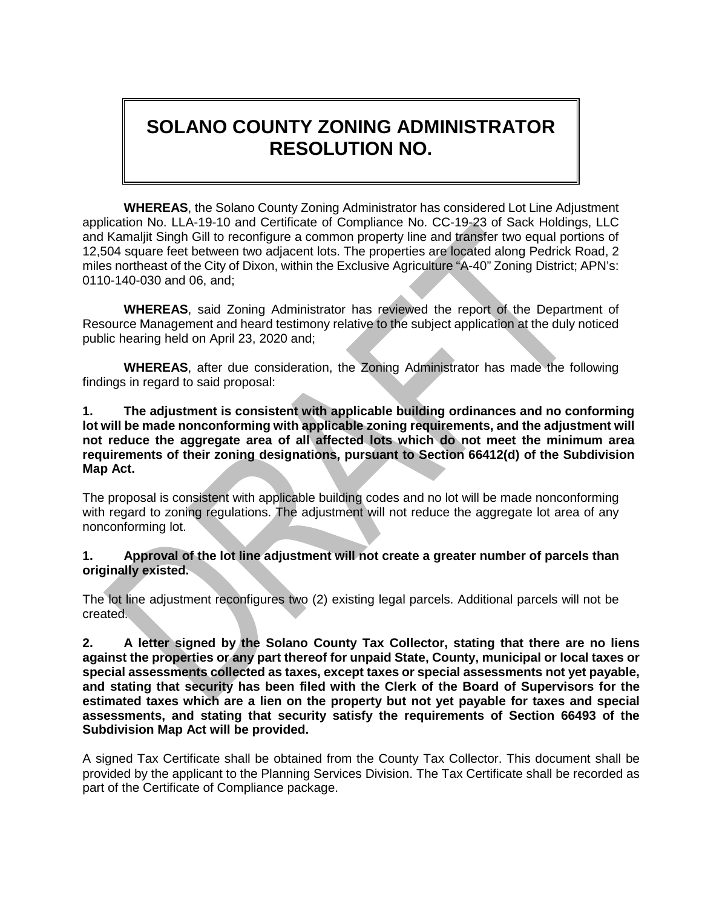# SOLANO COUNTY ZONING ADMINISTRATOR RESOLUTION NO.

**WHEREAS**, the Solano County Zoning Administrator has considered Lot Line Adjustment application No. LLA-19-10 and Certificate of Compliance No. CC-19-23 of Sack Holdings, LLC and Kamaljit Singh Gill to reconfigure a common property line and transfer two equal portions of 12,504 square feet between two adjacent lots. The properties are located along Pedrick Road, 2 miles northeast of the City of Dixon, within the Exclusive Agriculture "A-40" Zoning District; APN's: 0110-140-030 and 06, and;

**WHEREAS**, said Zoning Administrator has reviewed the report of the Department of Resource Management and heard testimony relative to the subject application at the duly noticed public hearing held on April 23, 2020 and;

**WHEREAS**, after due consideration, the Zoning Administrator has made the following findings in regard to said proposal:

**1. The adjustment is consistent with applicable building ordinances and no conforming lot will be made nonconforming with applicable zoning requirements, and the adjustment will not reduce the aggregate area of all affected lots which do not meet the minimum area requirements of their zoning designations, pursuant to Section 66412(d) of the Subdivision Map Act.**

The proposal is consistent with applicable building codes and no lot will be made nonconforming with regard to zoning regulations. The adjustment will not reduce the aggregate lot area of any nonconforming lot.

**1. Approval of the lot line adjustment will not create a greater number of parcels than originally existed.**

The lot line adjustment reconfigures two (2) existing legal parcels. Additional parcels will not be created.

**2. A letter signed by the Solano County Tax Collector, stating that there are no liens against the properties or any part thereof for unpaid State, County, municipal or local taxes or special assessments collected as taxes, except taxes or special assessments not yet payable, and stating that security has been filed with the Clerk of the Board of Supervisors for the estimated taxes which are a lien on the property but not yet payable for taxes and special assessments, and stating that security satisfy the requirements of Section 66493 of the Subdivision Map Act will be provided.**

A signed Tax Certificate shall be obtained from the County Tax Collector. This document shall be provided by the applicant to the Planning Services Division. The Tax Certificate shall be recorded as part of the Certificate of Compliance package.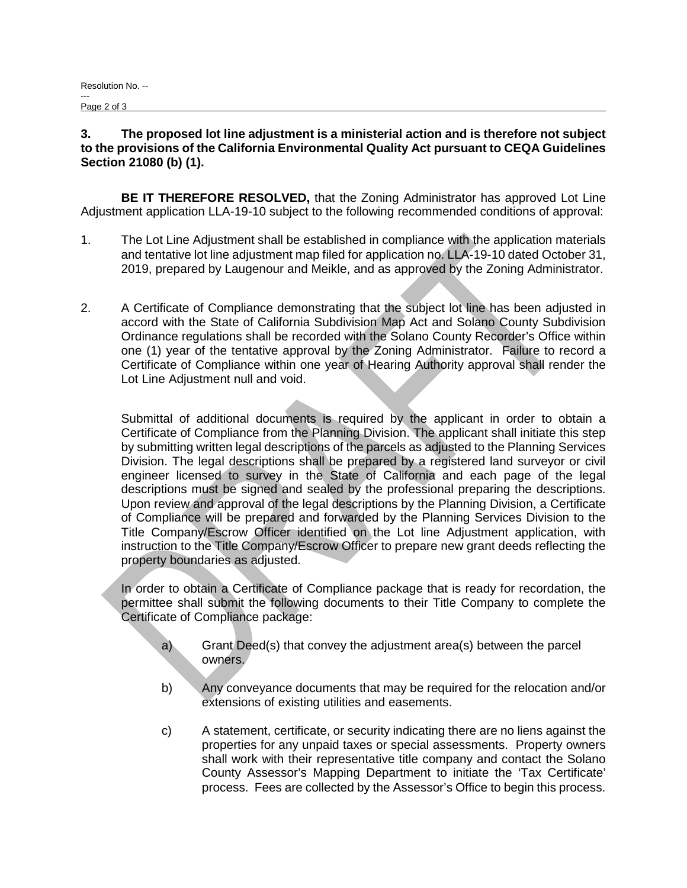**3. The proposed lot line adjustment is a ministerial action and is therefore not subject to the provisions of the California Environmental Quality Act pursuant to CEQA Guidelines Section 21080 (b) (1).**

**BE IT THEREFORE RESOLVED,** that the Zoning Administrator has approved Lot Line Adjustment application LLA-19-10 subject to the following recommended conditions of approval:

1. The Lot Line Adjustment shall be established in compliance with the application materials and tentative lot line adjustment map filed for application no. LLA-19-10 dated October 31, 2019, prepared by Laugenour and Meikle, and as approved by the Zoning Administrator.

2. A Certificate of Compliance demonstrating that the subject lot line has been adjusted in accord with the State of California Subdivision Map Act and Solano County Subdivision Ordinance regulations shall be recorded with the Solano County Recorder's Office within one (1) year of the tentative approval by the Zoning Administrator. Failure to record a Certificate of Compliance within one year of Hearing Authority approval shall render the Lot Line Adjustment null and void.

   Submittal of additional documents is required by the applicant in order to obtain a Certificate of Compliance from the Planning Division. The applicant shall initiate this step by submitting written legal descriptions of the parcels as adjusted to the Planning Services Division. The legal descriptions shall be prepared by a registered land surveyor or civil engineer licensed to survey in the State of California and each page of the legal descriptions must be signed and sealed by the professional preparing the descriptions. Upon review and approval of the legal descriptions by the Planning Division, a Certificate of Compliance will be prepared and forwarded by the Planning Services Division to the Title Company/Escrow Officer identified on the Lot line Adjustment application, with instruction to the Title Company/Escrow Officer to prepare new grant deeds reflecting the property boundaries as adjusted.

   In order to obtain a Certificate of Compliance package that is ready for recordation, the permittee shall submit the following documents to their Title Company to complete the Certificate of Compliance package:

   a) Grant Deed(s) that convey the adjustment area(s) between the parcel owners.

   b) Any conveyance documents that may be required for the relocation and/or extensions of existing utilities and easements.

   c) A statement, certificate, or security indicating there are no liens against the properties for any unpaid taxes or special assessments. Property owners shall work with their representative title company and contact the Solano County Assessor's Mapping Department to initiate the 'Tax Certificate' process. Fees are collected by the Assessor's Office to begin this process.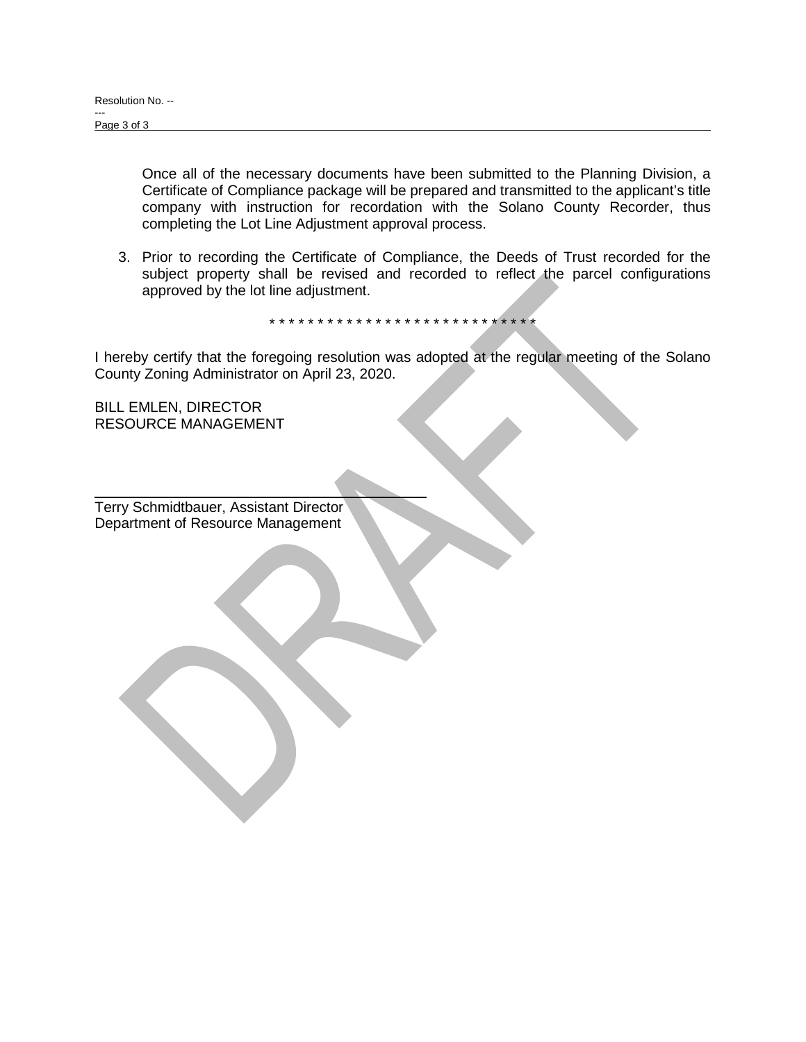Once all of the necessary documents have been submitted to the Planning Division, a Certificate of Compliance package will be prepared and transmitted to the applicant's title company with instruction for recordation with the Solano County Recorder, thus completing the Lot Line Adjustment approval process.

3. Prior to recording the Certificate of Compliance, the Deeds of Trust recorded for the subject property shall be revised and recorded to reflect the parcel configurations approved by the lot line adjustment.

* * * * * * * * * * * * * * * * * * * * * * * * * * * *

I hereby certify that the foregoing resolution was adopted at the regular meeting of the Solano County Zoning Administrator on April 23, 2020.

BILL EMLEN, DIRECTOR
RESOURCE MANAGEMENT

Terry Schmidtbauer, Assistant Director
Department of Resource Management

DRAFT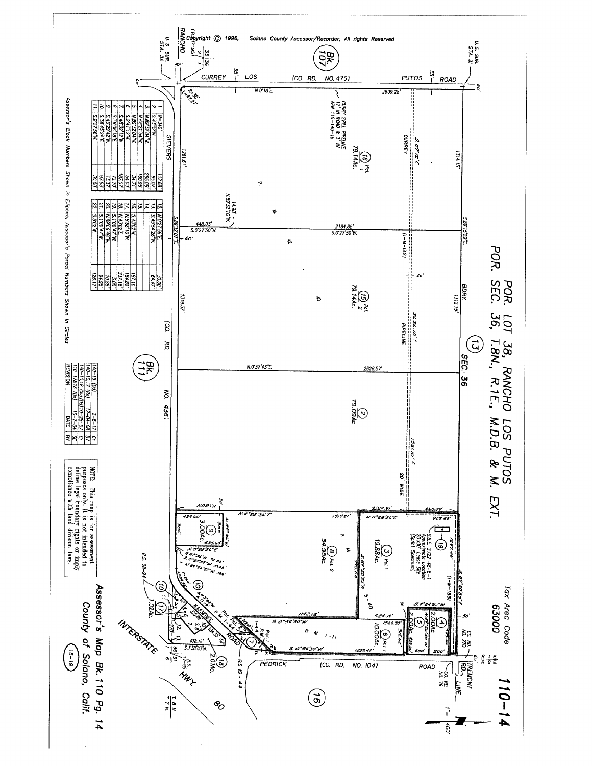Copyright © 1996, Solano County Assessor/Recorder, All rights Reserved

# POR. LOT 38, RANCHO LOS PUTOS
# POR. SEC. 36, T.8N., R.1E., M.D.B. & M. EXT.

Tax Area Code 63000

**110-14**

| | | |
|---|---|---|
| 1. | R=340' | 112.68' |
| 2. | S.4.3'02"W. | 65.07' |
| 3. | N.89°32'04"W. | 265.08' |
| 4. | N.46°21'54"W. | 160.95' |
| 5. | N.89°32'04"W. | 34.71' |
| 6. | S.2°41'12"W. | 54.09' |
| 7. | S.42°52'12"W. | 187.57' |
| 8. | S.16°05'18"E. | 72.70' |
| 9. | S.45°29'42"W. | 13.37' |
| 10. | S.36°45'24"E. | 97.53' |
| 11. | S.2°27'56"W. | 30.00' |

| | | |
|---|---|---|
| 12. | N.0°27'56"E. | 30.00' |
| 13. | S.45°54'26"W. | 64.47' |
| 14. | | |
| 15. | S.47'02"W. | 187.10' |
| 16. | | |
| 17. | N.5°58'10"W. | 194.82' |
| 18. | N.4.3'02"E. | 237.16' |
| 19. | S.1°00'47"W. | 5.05' |
| 20. | N.89°06'46"W. | 10.88' |
| 21. | S.1°00'47"W. | 94.95' |
| 22. | S.0'02"W. | 126.17' |

| | | |
|---|---|---|
| 140-19 (Dd) | 2-8-17 | Cr |
| 140-10, 7 (Rs) | 12-04-08 | DV |
| 140-10, 8 Chg.(Dd) | 10-25-07 | Cr |
| 110-17&18 (Dd) | 10-7-04 | SE |
| REVISION | DATE | BY |

NOTE: This map is for assessment purposes only. It is not intended to define legal boundary rights or imply compliance with land division laws.

Assessor's Block Numbers Shown in Ellipses, Assessor's Parcel Numbers Shown in Circles

**Assessor's Map Bk. 110 Pg. 14**
**County of Solano, Calif.**

(18-19)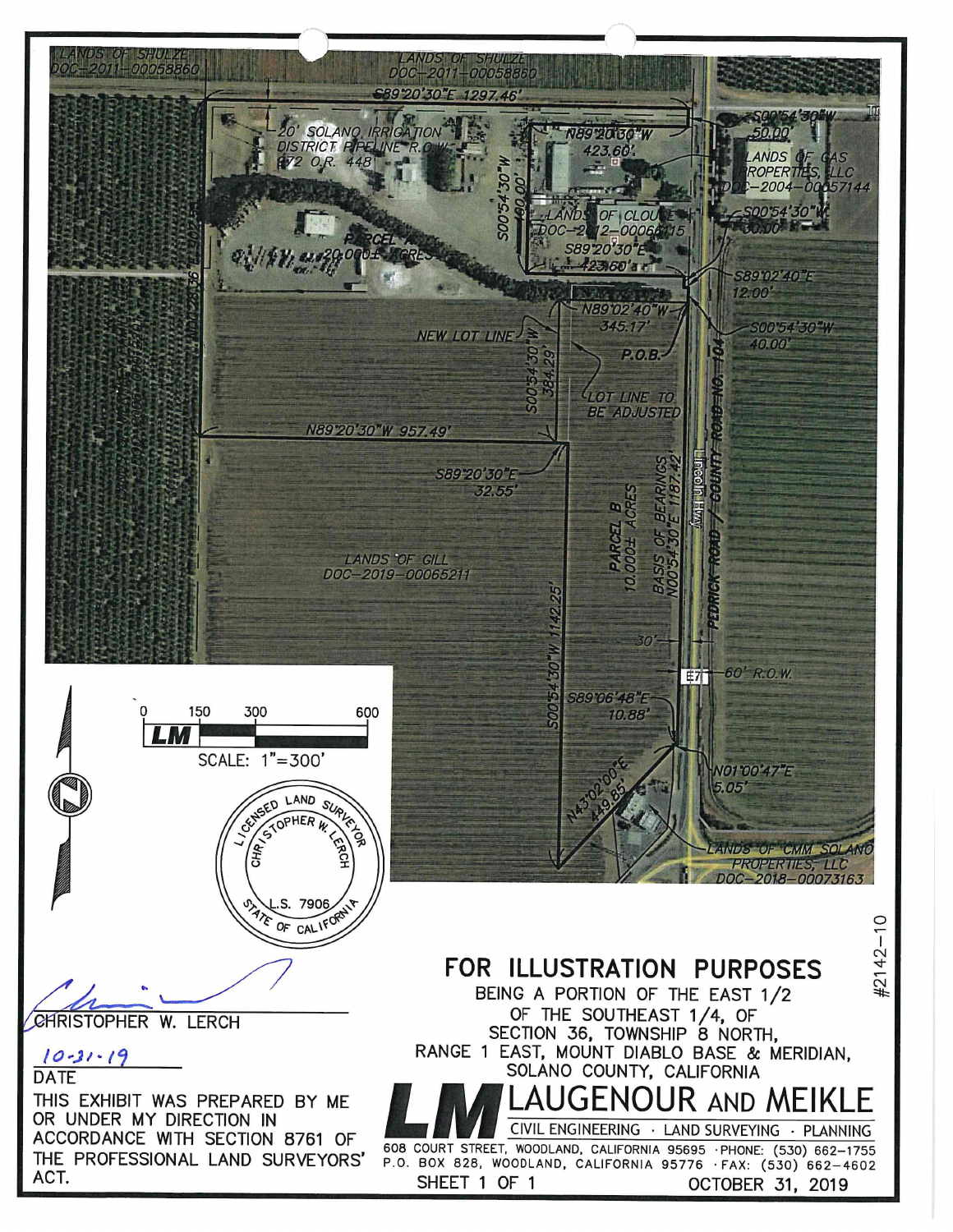LANDS OF SHULZE
DOC-2011-00058860

LANDS OF SHULZE
DOC-2011-00058860

S89°20'30"E 1297.46'

20' SOLANO IRRIGATION DISTRICT PIPELINE R.O.W. 472 O.R. 448

N89°20'30"W 423.60'

S00°54'30"W 100.00'

LANDS OF CLOUSE DOC-2012-00068715

S89°20'30"E 423.60'

PARCEL A 20.000± ACRES

S00°54'30"W 50.00'

LANDS OF GAS PROPERTIES, LLC DOC-2004-00057144

S00°54'30"W 100.00'

S89°02'40"E 12.00'

N89°02'40"W 345.17'

S00°54'30"W 40.00'

NEW LOT LINE

S00°54'30"W 384.29'

P.O.B.

LOT LINE TO BE ADJUSTED

N89°20'30"W 957.49'

S89°20'30"E 32.55'

LANDS OF GILL DOC-2019-00065211

PARCEL B 10.000± ACRES

BASIS OF BEARINGS N00°54'30"E 1187.42'

PEDRICK ROAD / COUNTY ROAD NO. 104

Lincoln Hwy

30'

60' R.O.W.

E7

S00°54'30"W 1142.25'

S89°06'48"E 10.88'

N01°00'47"E 5.05'

N43°02'00"E 449.85'

LANDS OF CMM SOLANO PROPERTIES, LLC DOC-2018-00073163

0 150 300 600

SCALE: 1"=300'

LICENSED LAND SURVEYOR CHRISTOPHER W. LERCH L.S. 7906 STATE OF CALIFORNIA

CHRISTOPHER W. LERCH

10-31-19

DATE

THIS EXHIBIT WAS PREPARED BY ME OR UNDER MY DIRECTION IN ACCORDANCE WITH SECTION 8761 OF THE PROFESSIONAL LAND SURVEYORS' ACT.

## FOR ILLUSTRATION PURPOSES

BEING A PORTION OF THE EAST 1/2 OF THE SOUTHEAST 1/4, OF SECTION 36, TOWNSHIP 8 NORTH, RANGE 1 EAST, MOUNT DIABLO BASE & MERIDIAN, SOLANO COUNTY, CALIFORNIA

#2142-10

**LAUGENOUR AND MEIKLE**

CIVIL ENGINEERING · LAND SURVEYING · PLANNING

608 COURT STREET, WOODLAND, CALIFORNIA 95695 · PHONE: (530) 662-1755
P.O. BOX 828, WOODLAND, CALIFORNIA 95776 · FAX: (530) 662-4602

SHEET 1 OF 1 OCTOBER 31, 2019